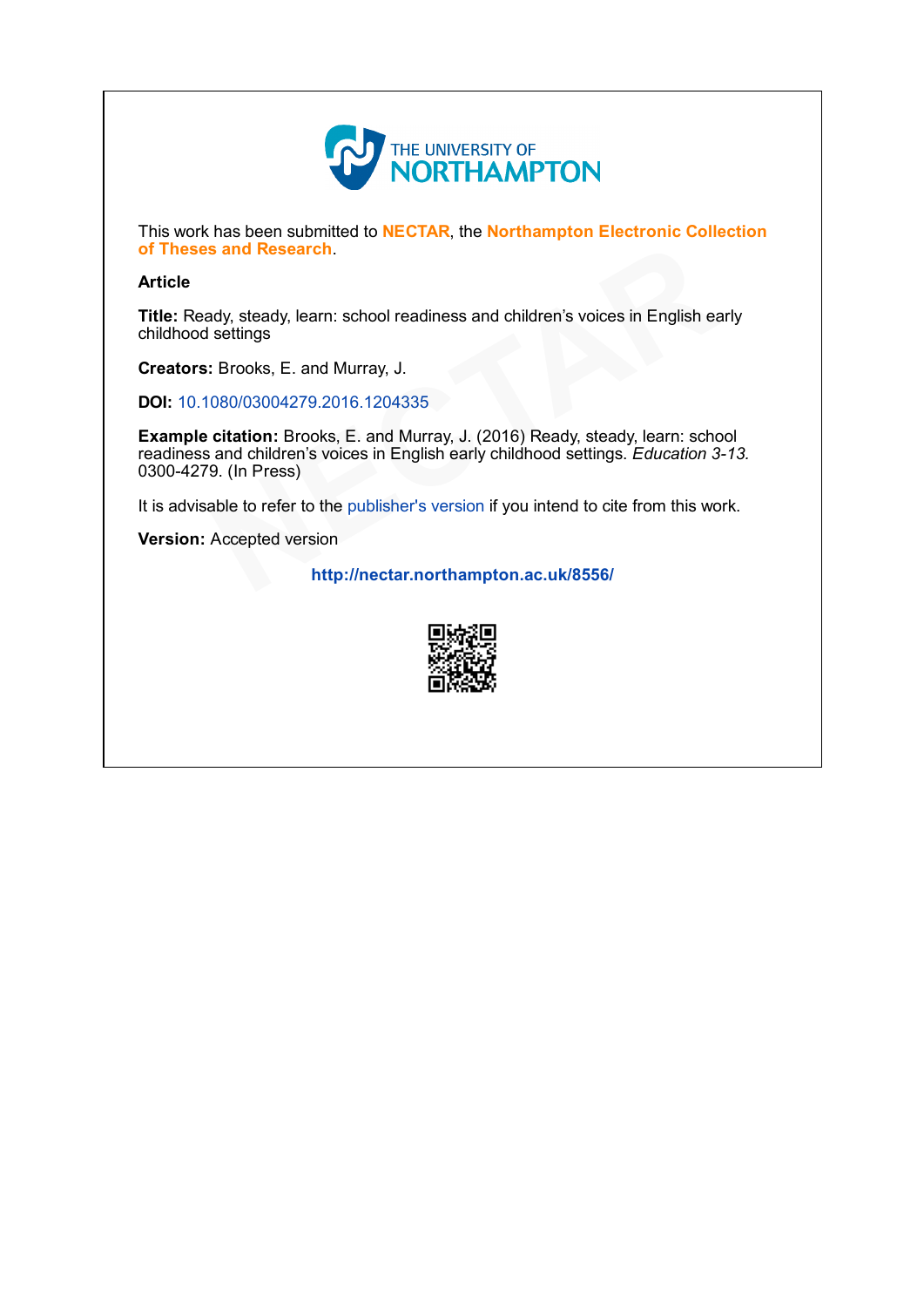This work has been submitted to **NECTAR**, the **Northampton Electronic Collection of Theses and Research**.

**Article**

**Title:** Ready, steady, learn: school readiness and children's voices in English early childhood settings

**Creators:** Brooks, E. and Murray, J.

**DOI:** 10.1080/03004279.2016.1204335

**Example citation:** Brooks, E. and Murray, J. (2016) Ready, steady, learn: school readiness and children's voices in English early childhood settings. *Education 3-13.* 0300-4279. (In Press)

It is advisable to refer to the publisher's version if you intend to cite from this work.

**Version:** Accepted version

**http://nectar.northampton.ac.uk/8556/**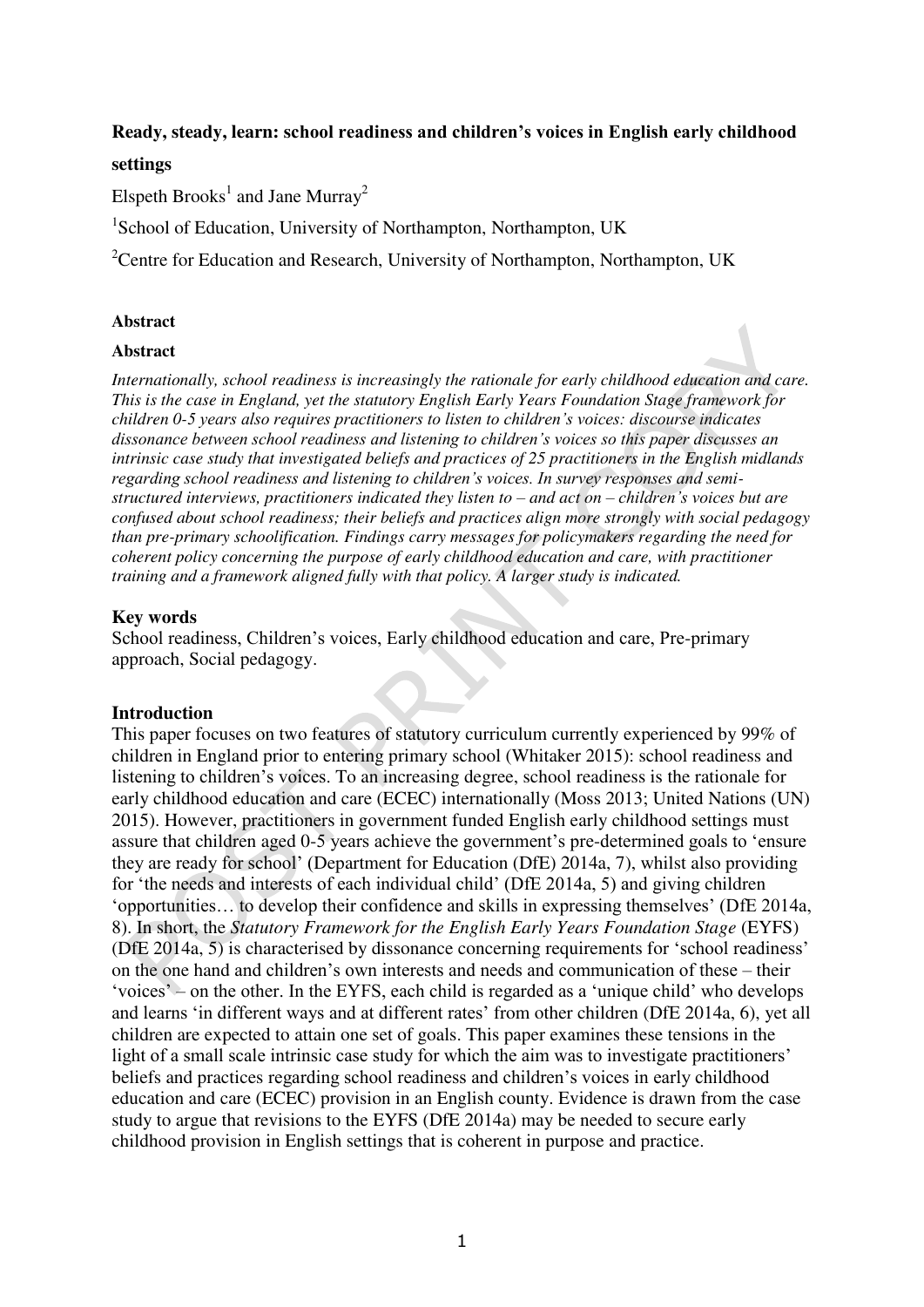**Ready, steady, learn: school readiness and children's voices in English early childhood settings**

Elspeth Brooks[1] and Jane Murray[2]

[1]School of Education, University of Northampton, Northampton, UK

[2]Centre for Education and Research, University of Northampton, Northampton, UK

**Abstract**

**Abstract**

*Internationally, school readiness is increasingly the rationale for early childhood education and care. This is the case in England, yet the statutory English Early Years Foundation Stage framework for children 0-5 years also requires practitioners to listen to children's voices: discourse indicates dissonance between school readiness and listening to children's voices so this paper discusses an intrinsic case study that investigated beliefs and practices of 25 practitioners in the English midlands regarding school readiness and listening to children's voices. In survey responses and semi-structured interviews, practitioners indicated they listen to – and act on – children's voices but are confused about school readiness; their beliefs and practices align more strongly with social pedagogy than pre-primary schoolification. Findings carry messages for policymakers regarding the need for coherent policy concerning the purpose of early childhood education and care, with practitioner training and a framework aligned fully with that policy. A larger study is indicated.*

## Key words

School readiness, Children's voices, Early childhood education and care, Pre-primary approach, Social pedagogy.

## Introduction

This paper focuses on two features of statutory curriculum currently experienced by 99% of children in England prior to entering primary school (Whitaker 2015): school readiness and listening to children's voices. To an increasing degree, school readiness is the rationale for early childhood education and care (ECEC) internationally (Moss 2013; United Nations (UN) 2015). However, practitioners in government funded English early childhood settings must assure that children aged 0-5 years achieve the government's pre-determined goals to 'ensure they are ready for school' (Department for Education (DfE) 2014a, 7), whilst also providing for 'the needs and interests of each individual child' (DfE 2014a, 5) and giving children 'opportunities… to develop their confidence and skills in expressing themselves' (DfE 2014a, 8). In short, the *Statutory Framework for the English Early Years Foundation Stage* (EYFS) (DfE 2014a, 5) is characterised by dissonance concerning requirements for 'school readiness' on the one hand and children's own interests and needs and communication of these – their 'voices' – on the other. In the EYFS, each child is regarded as a 'unique child' who develops and learns 'in different ways and at different rates' from other children (DfE 2014a, 6), yet all children are expected to attain one set of goals. This paper examines these tensions in the light of a small scale intrinsic case study for which the aim was to investigate practitioners' beliefs and practices regarding school readiness and children's voices in early childhood education and care (ECEC) provision in an English county. Evidence is drawn from the case study to argue that revisions to the EYFS (DfE 2014a) may be needed to secure early childhood provision in English settings that is coherent in purpose and practice.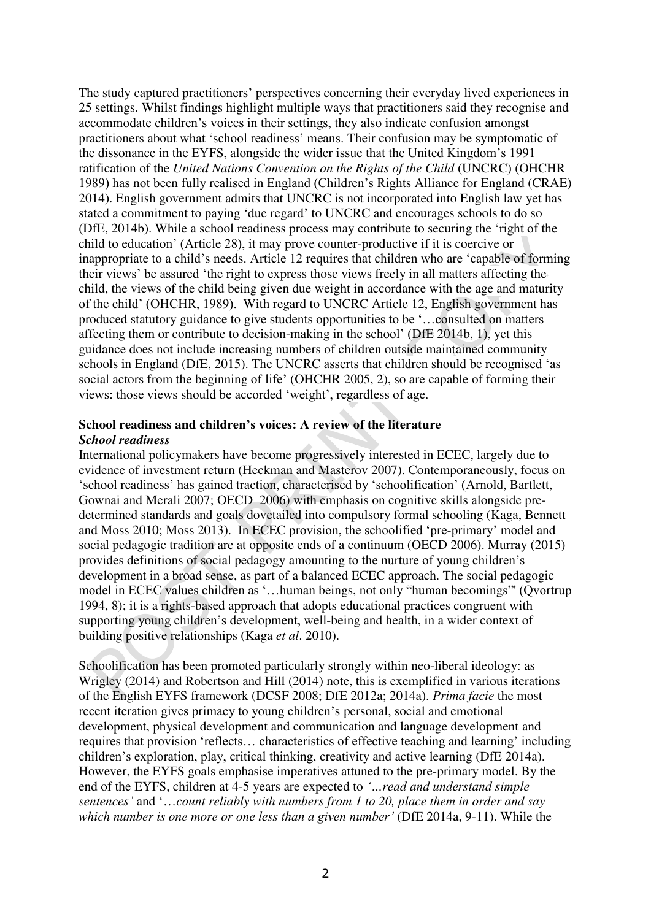The study captured practitioners' perspectives concerning their everyday lived experiences in 25 settings. Whilst findings highlight multiple ways that practitioners said they recognise and accommodate children's voices in their settings, they also indicate confusion amongst practitioners about what 'school readiness' means. Their confusion may be symptomatic of the dissonance in the EYFS, alongside the wider issue that the United Kingdom's 1991 ratification of the *United Nations Convention on the Rights of the Child* (UNCRC) (OHCHR 1989) has not been fully realised in England (Children's Rights Alliance for England (CRAE) 2014). English government admits that UNCRC is not incorporated into English law yet has stated a commitment to paying 'due regard' to UNCRC and encourages schools to do so (DfE, 2014b). While a school readiness process may contribute to securing the 'right of the child to education' (Article 28), it may prove counter-productive if it is coercive or inappropriate to a child's needs. Article 12 requires that children who are 'capable of forming their views' be assured 'the right to express those views freely in all matters affecting the child, the views of the child being given due weight in accordance with the age and maturity of the child' (OHCHR, 1989). With regard to UNCRC Article 12, English government has produced statutory guidance to give students opportunities to be '…consulted on matters affecting them or contribute to decision-making in the school' (DfE 2014b, 1), yet this guidance does not include increasing numbers of children outside maintained community schools in England (DfE, 2015). The UNCRC asserts that children should be recognised 'as social actors from the beginning of life' (OHCHR 2005, 2), so are capable of forming their views: those views should be accorded 'weight', regardless of age.

## School readiness and children's voices: A review of the literature

### *School readiness*

International policymakers have become progressively interested in ECEC, largely due to evidence of investment return (Heckman and Masterov 2007). Contemporaneously, focus on 'school readiness' has gained traction, characterised by 'schoolification' (Arnold, Bartlett, Gownai and Merali 2007; OECD 2006) with emphasis on cognitive skills alongside pre-determined standards and goals dovetailed into compulsory formal schooling (Kaga, Bennett and Moss 2010; Moss 2013). In ECEC provision, the schoolified 'pre-primary' model and social pedagogic tradition are at opposite ends of a continuum (OECD 2006). Murray (2015) provides definitions of social pedagogy amounting to the nurture of young children's development in a broad sense, as part of a balanced ECEC approach. The social pedagogic model in ECEC values children as '…human beings, not only "human becomings"' (Qvortrup 1994, 8); it is a rights-based approach that adopts educational practices congruent with supporting young children's development, well-being and health, in a wider context of building positive relationships (Kaga *et al*. 2010).

Schoolification has been promoted particularly strongly within neo-liberal ideology: as Wrigley (2014) and Robertson and Hill (2014) note, this is exemplified in various iterations of the English EYFS framework (DCSF 2008; DfE 2012a; 2014a). *Prima facie* the most recent iteration gives primacy to young children's personal, social and emotional development, physical development and communication and language development and requires that provision 'reflects… characteristics of effective teaching and learning' including children's exploration, play, critical thinking, creativity and active learning (DfE 2014a). However, the EYFS goals emphasise imperatives attuned to the pre-primary model. By the end of the EYFS, children at 4-5 years are expected to *'...read and understand simple sentences'* and '*…count reliably with numbers from 1 to 20, place them in order and say which number is one more or one less than a given number'* (DfE 2014a, 9-11). While the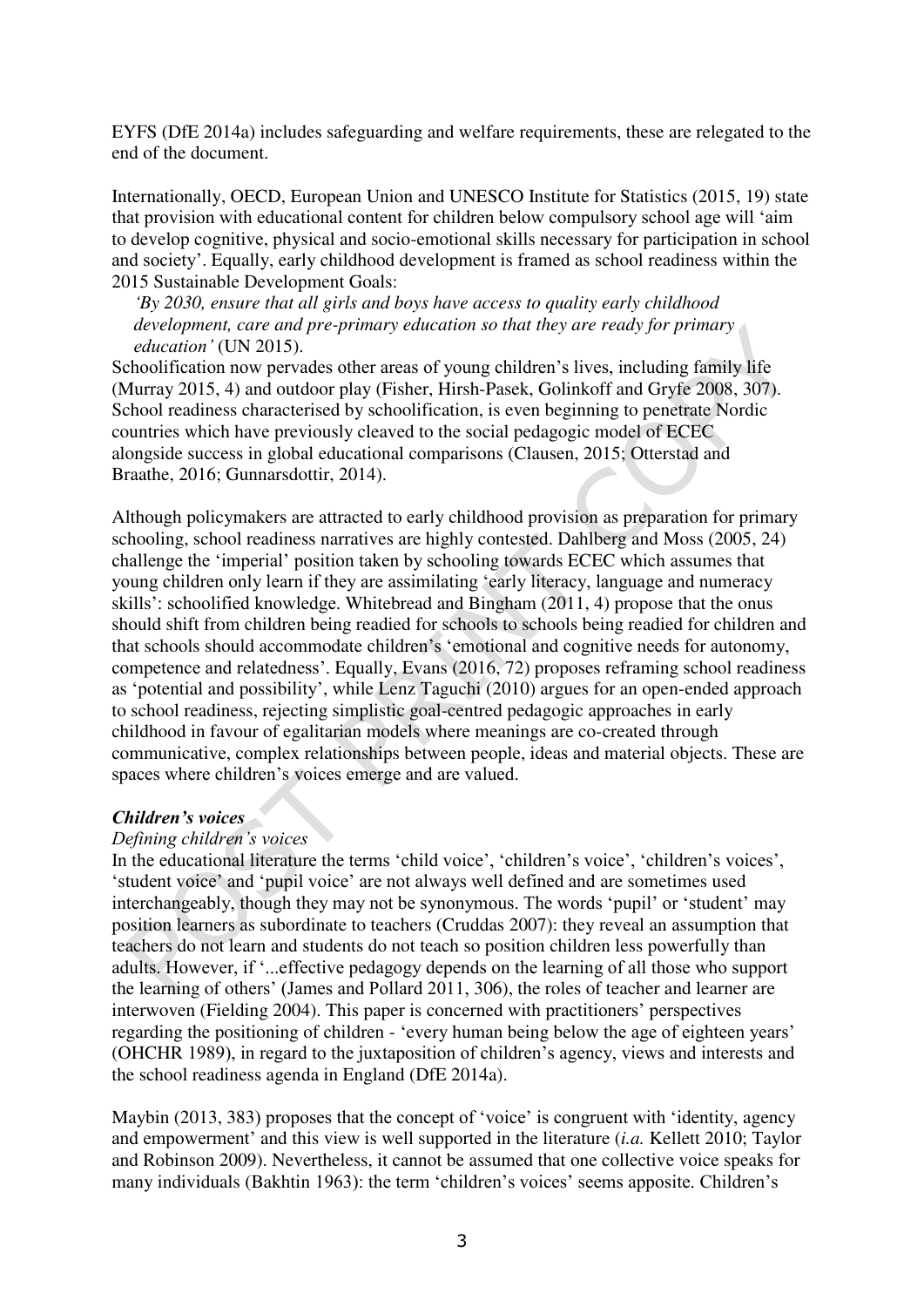EYFS (DfE 2014a) includes safeguarding and welfare requirements, these are relegated to the end of the document.

Internationally, OECD, European Union and UNESCO Institute for Statistics (2015, 19) state that provision with educational content for children below compulsory school age will 'aim to develop cognitive, physical and socio-emotional skills necessary for participation in school and society'. Equally, early childhood development is framed as school readiness within the 2015 Sustainable Development Goals:

> *'By 2030, ensure that all girls and boys have access to quality early childhood development, care and pre-primary education so that they are ready for primary education'* (UN 2015).

Schoolification now pervades other areas of young children's lives, including family life (Murray 2015, 4) and outdoor play (Fisher, Hirsh-Pasek, Golinkoff and Gryfe 2008, 307). School readiness characterised by schoolification, is even beginning to penetrate Nordic countries which have previously cleaved to the social pedagogic model of ECEC alongside success in global educational comparisons (Clausen, 2015; Otterstad and Braathe, 2016; Gunnarsdottir, 2014).

Although policymakers are attracted to early childhood provision as preparation for primary schooling, school readiness narratives are highly contested. Dahlberg and Moss (2005, 24) challenge the 'imperial' position taken by schooling towards ECEC which assumes that young children only learn if they are assimilating 'early literacy, language and numeracy skills': schoolified knowledge. Whitebread and Bingham (2011, 4) propose that the onus should shift from children being readied for schools to schools being readied for children and that schools should accommodate children's 'emotional and cognitive needs for autonomy, competence and relatedness'. Equally, Evans (2016, 72) proposes reframing school readiness as 'potential and possibility', while Lenz Taguchi (2010) argues for an open-ended approach to school readiness, rejecting simplistic goal-centred pedagogic approaches in early childhood in favour of egalitarian models where meanings are co-created through communicative, complex relationships between people, ideas and material objects. These are spaces where children's voices emerge and are valued.

### ***Children's voices***

#### *Defining children's voices*

In the educational literature the terms 'child voice', 'children's voice', 'children's voices', 'student voice' and 'pupil voice' are not always well defined and are sometimes used interchangeably, though they may not be synonymous. The words 'pupil' or 'student' may position learners as subordinate to teachers (Cruddas 2007): they reveal an assumption that teachers do not learn and students do not teach so position children less powerfully than adults. However, if '...effective pedagogy depends on the learning of all those who support the learning of others' (James and Pollard 2011, 306), the roles of teacher and learner are interwoven (Fielding 2004). This paper is concerned with practitioners' perspectives regarding the positioning of children - 'every human being below the age of eighteen years' (OHCHR 1989), in regard to the juxtaposition of children's agency, views and interests and the school readiness agenda in England (DfE 2014a).

Maybin (2013, 383) proposes that the concept of 'voice' is congruent with 'identity, agency and empowerment' and this view is well supported in the literature (*i.a.* Kellett 2010; Taylor and Robinson 2009). Nevertheless, it cannot be assumed that one collective voice speaks for many individuals (Bakhtin 1963): the term 'children's voices' seems apposite. Children's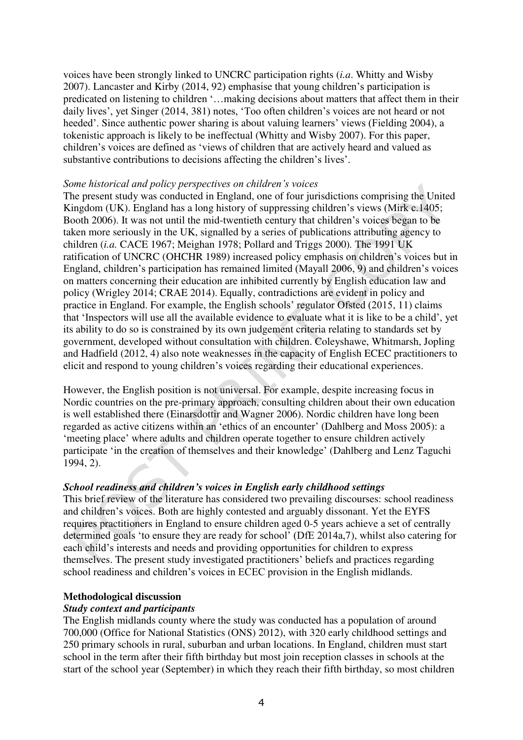voices have been strongly linked to UNCRC participation rights (*i.a*. Whitty and Wisby 2007). Lancaster and Kirby (2014, 92) emphasise that young children's participation is predicated on listening to children '…making decisions about matters that affect them in their daily lives', yet Singer (2014, 381) notes, 'Too often children's voices are not heard or not heeded'. Since authentic power sharing is about valuing learners' views (Fielding 2004), a tokenistic approach is likely to be ineffectual (Whitty and Wisby 2007). For this paper, children's voices are defined as 'views of children that are actively heard and valued as substantive contributions to decisions affecting the children's lives'.

*Some historical and policy perspectives on children's voices*

The present study was conducted in England, one of four jurisdictions comprising the United Kingdom (UK). England has a long history of suppressing children's views (Mirk c.1405; Booth 2006). It was not until the mid-twentieth century that children's voices began to be taken more seriously in the UK, signalled by a series of publications attributing agency to children (*i.a.* CACE 1967; Meighan 1978; Pollard and Triggs 2000). The 1991 UK ratification of UNCRC (OHCHR 1989) increased policy emphasis on children's voices but in England, children's participation has remained limited (Mayall 2006, 9) and children's voices on matters concerning their education are inhibited currently by English education law and policy (Wrigley 2014; CRAE 2014). Equally, contradictions are evident in policy and practice in England. For example, the English schools' regulator Ofsted (2015, 11) claims that 'Inspectors will use all the available evidence to evaluate what it is like to be a child', yet its ability to do so is constrained by its own judgement criteria relating to standards set by government, developed without consultation with children. Coleyshawe, Whitmarsh, Jopling and Hadfield (2012, 4) also note weaknesses in the capacity of English ECEC practitioners to elicit and respond to young children's voices regarding their educational experiences.

However, the English position is not universal. For example, despite increasing focus in Nordic countries on the pre-primary approach, consulting children about their own education is well established there (Einarsdottir and Wagner 2006). Nordic children have long been regarded as active citizens within an 'ethics of an encounter' (Dahlberg and Moss 2005): a 'meeting place' where adults and children operate together to ensure children actively participate 'in the creation of themselves and their knowledge' (Dahlberg and Lenz Taguchi 1994, 2).

***School readiness and children's voices in English early childhood settings***

This brief review of the literature has considered two prevailing discourses: school readiness and children's voices. Both are highly contested and arguably dissonant. Yet the EYFS requires practitioners in England to ensure children aged 0-5 years achieve a set of centrally determined goals 'to ensure they are ready for school' (DfE 2014a,7), whilst also catering for each child's interests and needs and providing opportunities for children to express themselves. The present study investigated practitioners' beliefs and practices regarding school readiness and children's voices in ECEC provision in the English midlands.

**Methodological discussion**

***Study context and participants***

The English midlands county where the study was conducted has a population of around 700,000 (Office for National Statistics (ONS) 2012), with 320 early childhood settings and 250 primary schools in rural, suburban and urban locations. In England, children must start school in the term after their fifth birthday but most join reception classes in schools at the start of the school year (September) in which they reach their fifth birthday, so most children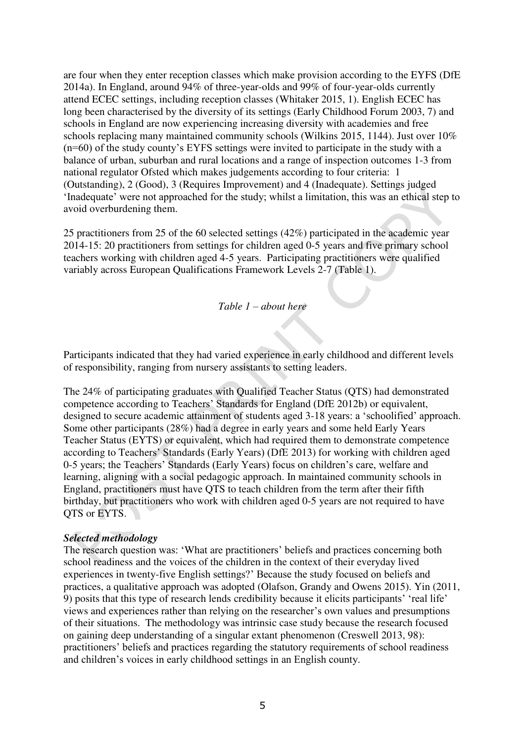are four when they enter reception classes which make provision according to the EYFS (DfE 2014a). In England, around 94% of three-year-olds and 99% of four-year-olds currently attend ECEC settings, including reception classes (Whitaker 2015, 1). English ECEC has long been characterised by the diversity of its settings (Early Childhood Forum 2003, 7) and schools in England are now experiencing increasing diversity with academies and free schools replacing many maintained community schools (Wilkins 2015, 1144). Just over 10% (n=60) of the study county's EYFS settings were invited to participate in the study with a balance of urban, suburban and rural locations and a range of inspection outcomes 1-3 from national regulator Ofsted which makes judgements according to four criteria: 1 (Outstanding), 2 (Good), 3 (Requires Improvement) and 4 (Inadequate). Settings judged 'Inadequate' were not approached for the study; whilst a limitation, this was an ethical step to avoid overburdening them.

25 practitioners from 25 of the 60 selected settings (42%) participated in the academic year 2014-15: 20 practitioners from settings for children aged 0-5 years and five primary school teachers working with children aged 4-5 years. Participating practitioners were qualified variably across European Qualifications Framework Levels 2-7 (Table 1).

*Table 1 – about here*

Participants indicated that they had varied experience in early childhood and different levels of responsibility, ranging from nursery assistants to setting leaders.

The 24% of participating graduates with Qualified Teacher Status (QTS) had demonstrated competence according to Teachers' Standards for England (DfE 2012b) or equivalent, designed to secure academic attainment of students aged 3-18 years: a 'schoolified' approach. Some other participants (28%) had a degree in early years and some held Early Years Teacher Status (EYTS) or equivalent, which had required them to demonstrate competence according to Teachers' Standards (Early Years) (DfE 2013) for working with children aged 0-5 years; the Teachers' Standards (Early Years) focus on children's care, welfare and learning, aligning with a social pedagogic approach. In maintained community schools in England, practitioners must have QTS to teach children from the term after their fifth birthday, but practitioners who work with children aged 0-5 years are not required to have QTS or EYTS.

***Selected methodology***

The research question was: 'What are practitioners' beliefs and practices concerning both school readiness and the voices of the children in the context of their everyday lived experiences in twenty-five English settings?' Because the study focused on beliefs and practices, a qualitative approach was adopted (Olafson, Grandy and Owens 2015). Yin (2011, 9) posits that this type of research lends credibility because it elicits participants' 'real life' views and experiences rather than relying on the researcher's own values and presumptions of their situations. The methodology was intrinsic case study because the research focused on gaining deep understanding of a singular extant phenomenon (Creswell 2013, 98): practitioners' beliefs and practices regarding the statutory requirements of school readiness and children's voices in early childhood settings in an English county.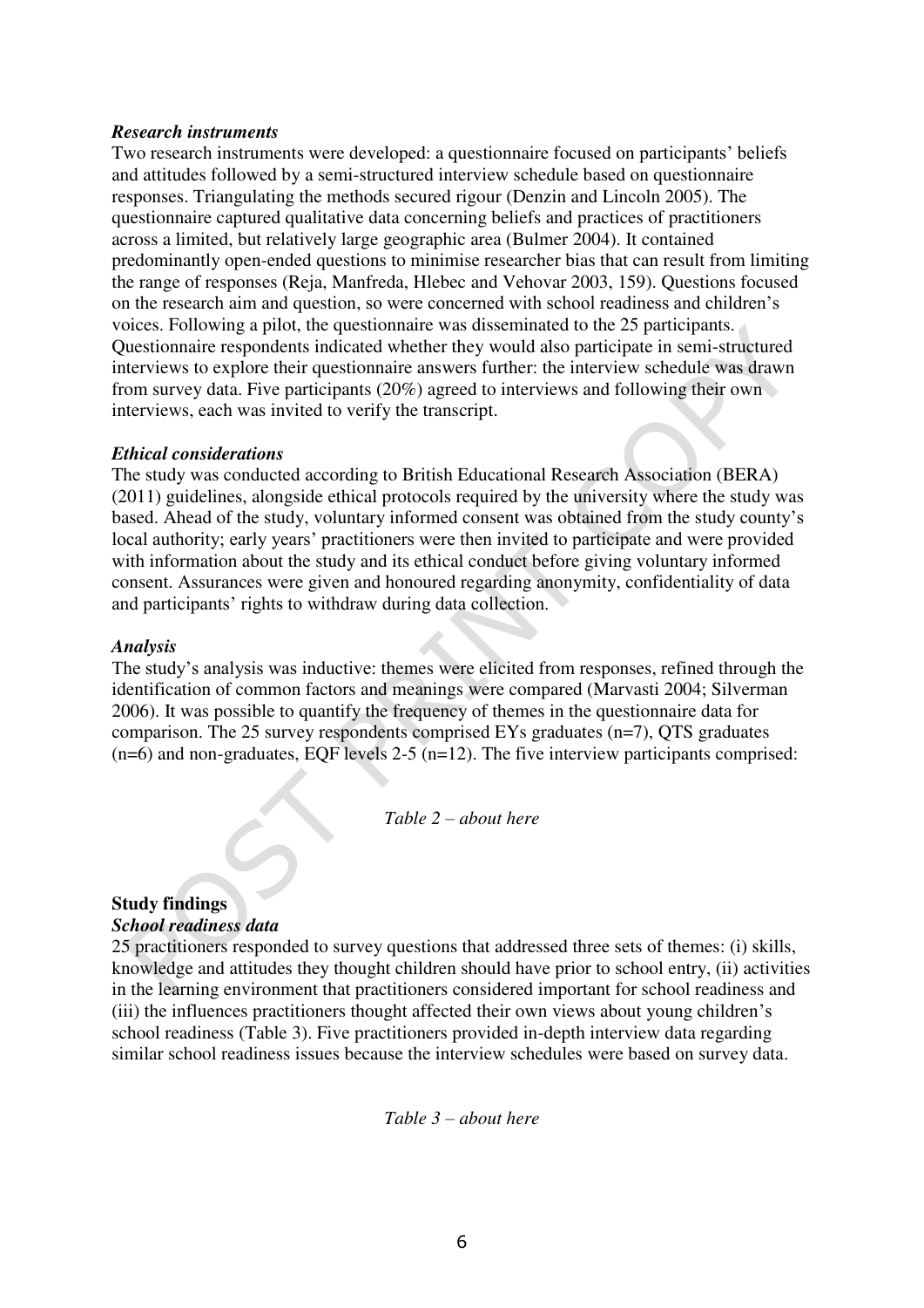***Research instruments***

Two research instruments were developed: a questionnaire focused on participants' beliefs and attitudes followed by a semi-structured interview schedule based on questionnaire responses. Triangulating the methods secured rigour (Denzin and Lincoln 2005). The questionnaire captured qualitative data concerning beliefs and practices of practitioners across a limited, but relatively large geographic area (Bulmer 2004). It contained predominantly open-ended questions to minimise researcher bias that can result from limiting the range of responses (Reja, Manfreda, Hlebec and Vehovar 2003, 159). Questions focused on the research aim and question, so were concerned with school readiness and children's voices. Following a pilot, the questionnaire was disseminated to the 25 participants. Questionnaire respondents indicated whether they would also participate in semi-structured interviews to explore their questionnaire answers further: the interview schedule was drawn from survey data. Five participants (20%) agreed to interviews and following their own interviews, each was invited to verify the transcript.

***Ethical considerations***

The study was conducted according to British Educational Research Association (BERA) (2011) guidelines, alongside ethical protocols required by the university where the study was based. Ahead of the study, voluntary informed consent was obtained from the study county's local authority; early years' practitioners were then invited to participate and were provided with information about the study and its ethical conduct before giving voluntary informed consent. Assurances were given and honoured regarding anonymity, confidentiality of data and participants' rights to withdraw during data collection.

***Analysis***

The study's analysis was inductive: themes were elicited from responses, refined through the identification of common factors and meanings were compared (Marvasti 2004; Silverman 2006). It was possible to quantify the frequency of themes in the questionnaire data for comparison. The 25 survey respondents comprised EYs graduates (n=7), QTS graduates (n=6) and non-graduates, EQF levels 2-5 (n=12). The five interview participants comprised:

*Table 2 – about here*

**Study findings**

***School readiness data***

25 practitioners responded to survey questions that addressed three sets of themes: (i) skills, knowledge and attitudes they thought children should have prior to school entry, (ii) activities in the learning environment that practitioners considered important for school readiness and (iii) the influences practitioners thought affected their own views about young children's school readiness (Table 3). Five practitioners provided in-depth interview data regarding similar school readiness issues because the interview schedules were based on survey data.

*Table 3 – about here*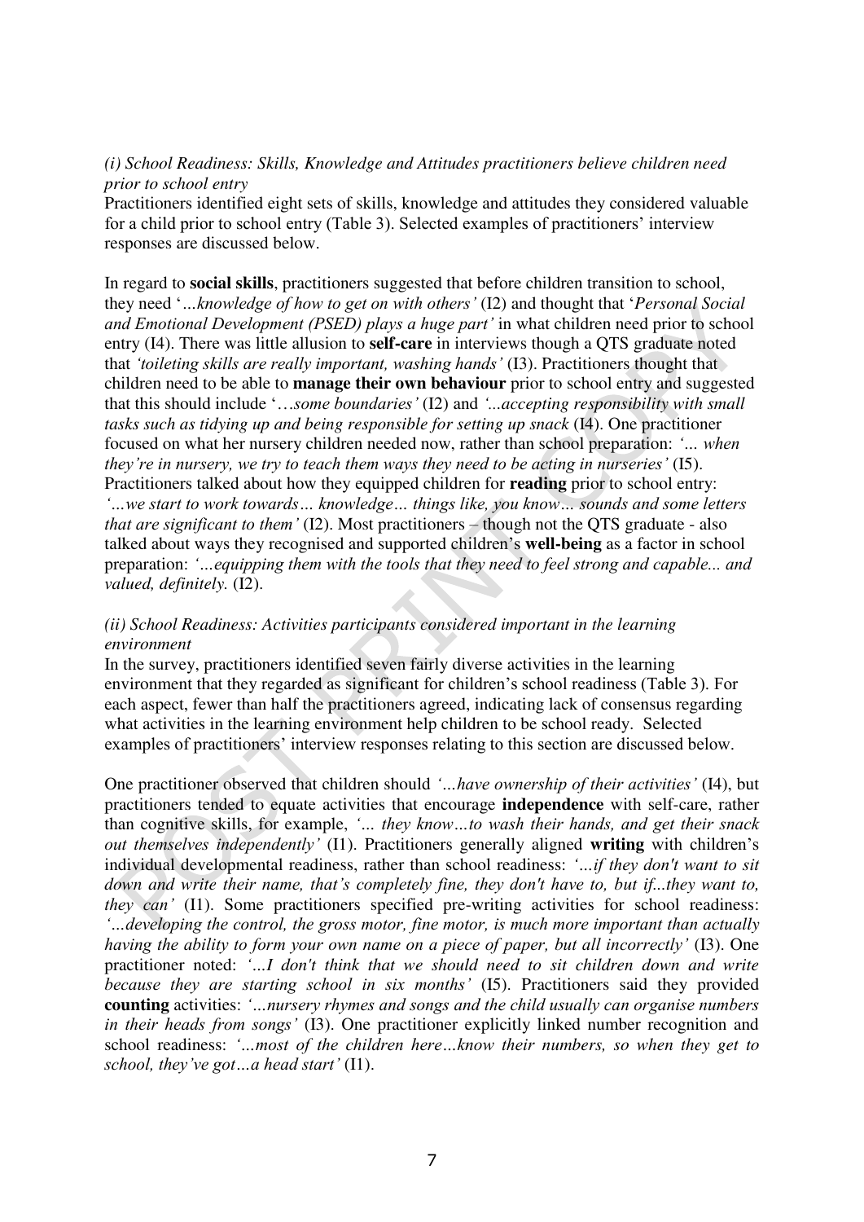*(i) School Readiness: Skills, Knowledge and Attitudes practitioners believe children need prior to school entry*

Practitioners identified eight sets of skills, knowledge and attitudes they considered valuable for a child prior to school entry (Table 3). Selected examples of practitioners' interview responses are discussed below.

In regard to **social skills**, practitioners suggested that before children transition to school, they need '*...knowledge of how to get on with others'* (I2) and thought that '*Personal Social and Emotional Development (PSED) plays a huge part'* in what children need prior to school entry (I4). There was little allusion to **self-care** in interviews though a QTS graduate noted that *'toileting skills are really important, washing hands'* (I3). Practitioners thought that children need to be able to **manage their own behaviour** prior to school entry and suggested that this should include '*…some boundaries'* (I2) and *'...accepting responsibility with small tasks such as tidying up and being responsible for setting up snack* (I4). One practitioner focused on what her nursery children needed now, rather than school preparation: *'… when they're in nursery, we try to teach them ways they need to be acting in nurseries'* (I5). Practitioners talked about how they equipped children for **reading** prior to school entry: *'…we start to work towards… knowledge… things like, you know… sounds and some letters that are significant to them'* (I2). Most practitioners – though not the QTS graduate - also talked about ways they recognised and supported children's **well-being** as a factor in school preparation: *'…equipping them with the tools that they need to feel strong and capable... and valued, definitely.* (I2).

*(ii) School Readiness: Activities participants considered important in the learning environment*

In the survey, practitioners identified seven fairly diverse activities in the learning environment that they regarded as significant for children's school readiness (Table 3). For each aspect, fewer than half the practitioners agreed, indicating lack of consensus regarding what activities in the learning environment help children to be school ready. Selected examples of practitioners' interview responses relating to this section are discussed below.

One practitioner observed that children should *'…have ownership of their activities'* (I4), but practitioners tended to equate activities that encourage **independence** with self-care, rather than cognitive skills, for example, *'… they know…to wash their hands, and get their snack out themselves independently'* (I1). Practitioners generally aligned **writing** with children's individual developmental readiness, rather than school readiness: *'…if they don't want to sit down and write their name, that's completely fine, they don't have to, but if...they want to, they can'* (I1). Some practitioners specified pre-writing activities for school readiness: *'...developing the control, the gross motor, fine motor, is much more important than actually having the ability to form your own name on a piece of paper, but all incorrectly'* (I3). One practitioner noted: *'…I don't think that we should need to sit children down and write because they are starting school in six months'* (I5). Practitioners said they provided **counting** activities: *'…nursery rhymes and songs and the child usually can organise numbers in their heads from songs'* (I3). One practitioner explicitly linked number recognition and school readiness: *'…most of the children here…know their numbers, so when they get to school, they've got…a head start'* (I1).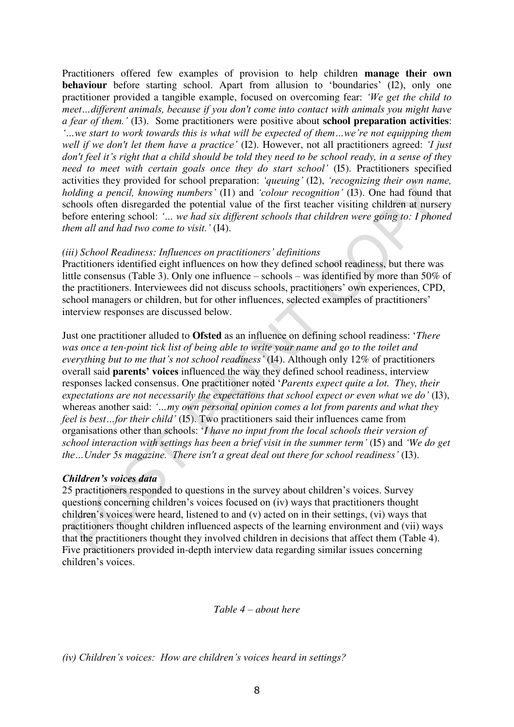Practitioners offered few examples of provision to help children **manage their own behaviour** before starting school. Apart from allusion to 'boundaries' (I2), only one practitioner provided a tangible example, focused on overcoming fear: *'We get the child to meet…different animals, because if you don't come into contact with animals you might have a fear of them.'* (I3). Some practitioners were positive about **school preparation activities**: *'…we start to work towards this is what will be expected of them…we're not equipping them well if we don't let them have a practice'* (I2). However, not all practitioners agreed: *'I just don't feel it's right that a child should be told they need to be school ready, in a sense of they need to meet with certain goals once they do start school'* (I5). Practitioners specified activities they provided for school preparation: *'queuing'* (I2), *'recognizing their own name, holding a pencil, knowing numbers'* (I1) and *'colour recognition'* (I3). One had found that schools often disregarded the potential value of the first teacher visiting children at nursery before entering school: *'… we had six different schools that children were going to: I phoned them all and had two come to visit.'* (I4).

*(iii) School Readiness: Influences on practitioners' definitions*

Practitioners identified eight influences on how they defined school readiness, but there was little consensus (Table 3). Only one influence – schools – was identified by more than 50% of the practitioners. Interviewees did not discuss schools, practitioners' own experiences, CPD, school managers or children, but for other influences, selected examples of practitioners' interview responses are discussed below.

Just one practitioner alluded to **Ofsted** as an influence on defining school readiness: '*There was once a ten-point tick list of being able to write your name and go to the toilet and everything but to me that's not school readiness'* (I4). Although only 12% of practitioners overall said **parents' voices** influenced the way they defined school readiness, interview responses lacked consensus. One practitioner noted '*Parents expect quite a lot. They, their expectations are not necessarily the expectations that school expect or even what we do'* (I3), whereas another said: *'…my own personal opinion comes a lot from parents and what they feel is best…for their child'* (I5). Two practitioners said their influences came from organisations other than schools: '*I have no input from the local schools their version of school interaction with settings has been a brief visit in the summer term'* (I5) and *'We do get the…Under 5s magazine. There isn't a great deal out there for school readiness'* (I3).

***Children's voices data***

25 practitioners responded to questions in the survey about children's voices. Survey questions concerning children's voices focused on (iv) ways that practitioners thought children's voices were heard, listened to and (v) acted on in their settings, (vi) ways that practitioners thought children influenced aspects of the learning environment and (vii) ways that the practitioners thought they involved children in decisions that affect them (Table 4). Five practitioners provided in-depth interview data regarding similar issues concerning children's voices.

*Table 4 – about here*

*(iv) Children's voices: How are children's voices heard in settings?*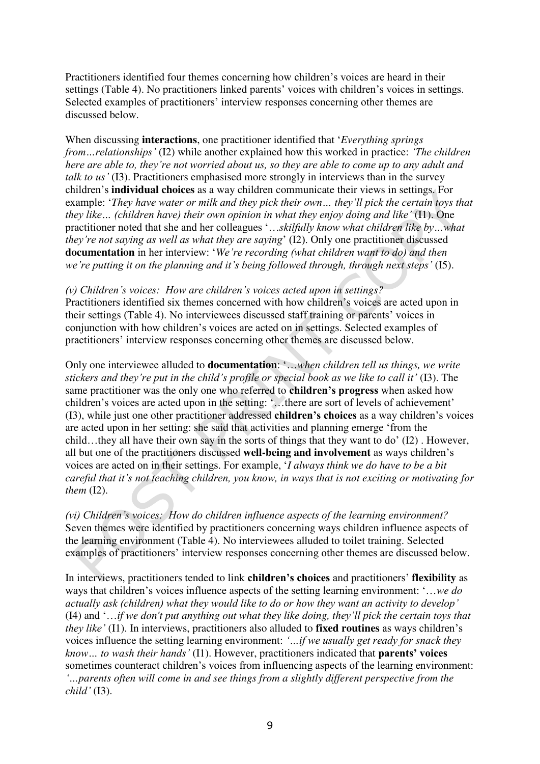Practitioners identified four themes concerning how children's voices are heard in their settings (Table 4). No practitioners linked parents' voices with children's voices in settings. Selected examples of practitioners' interview responses concerning other themes are discussed below.

When discussing **interactions**, one practitioner identified that '*Everything springs from…relationships'* (I2) while another explained how this worked in practice: *'The children here are able to, they're not worried about us, so they are able to come up to any adult and talk to us'* (I3). Practitioners emphasised more strongly in interviews than in the survey children's **individual choices** as a way children communicate their views in settings. For example: '*They have water or milk and they pick their own… they'll pick the certain toys that they like… (children have) their own opinion in what they enjoy doing and like'* (I1). One practitioner noted that she and her colleagues '…*skilfully know what children like by…what they're not saying as well as what they are saying*' (I2). Only one practitioner discussed **documentation** in her interview: '*We're recording (what children want to do) and then we're putting it on the planning and it's being followed through, through next steps'* (I5).

*(v) Children's voices: How are children's voices acted upon in settings?*
Practitioners identified six themes concerned with how children's voices are acted upon in their settings (Table 4). No interviewees discussed staff training or parents' voices in conjunction with how children's voices are acted on in settings. Selected examples of practitioners' interview responses concerning other themes are discussed below.

Only one interviewee alluded to **documentation**: '…*when children tell us things, we write stickers and they're put in the child's profile or special book as we like to call it'* (I3). The same practitioner was the only one who referred to **children's progress** when asked how children's voices are acted upon in the setting: '…there are sort of levels of achievement' (I3), while just one other practitioner addressed **children's choices** as a way children's voices are acted upon in her setting: she said that activities and planning emerge 'from the child…they all have their own say in the sorts of things that they want to do' (I2) . However, all but one of the practitioners discussed **well-being and involvement** as ways children's voices are acted on in their settings. For example, '*I always think we do have to be a bit careful that it's not teaching children, you know, in ways that is not exciting or motivating for them* (I2).

*(vi) Children's voices: How do children influence aspects of the learning environment?*
Seven themes were identified by practitioners concerning ways children influence aspects of the learning environment (Table 4). No interviewees alluded to toilet training. Selected examples of practitioners' interview responses concerning other themes are discussed below.

In interviews, practitioners tended to link **children's choices** and practitioners' **flexibility** as ways that children's voices influence aspects of the setting learning environment: '…*we do actually ask (children) what they would like to do or how they want an activity to develop'* (I4) and '…*if we don't put anything out what they like doing, they'll pick the certain toys that they like'* (I1). In interviews, practitioners also alluded to **fixed routines** as ways children's voices influence the setting learning environment: *'…if we usually get ready for snack they know… to wash their hands'* (I1). However, practitioners indicated that **parents' voices** sometimes counteract children's voices from influencing aspects of the learning environment: *'...parents often will come in and see things from a slightly different perspective from the child'* (I3).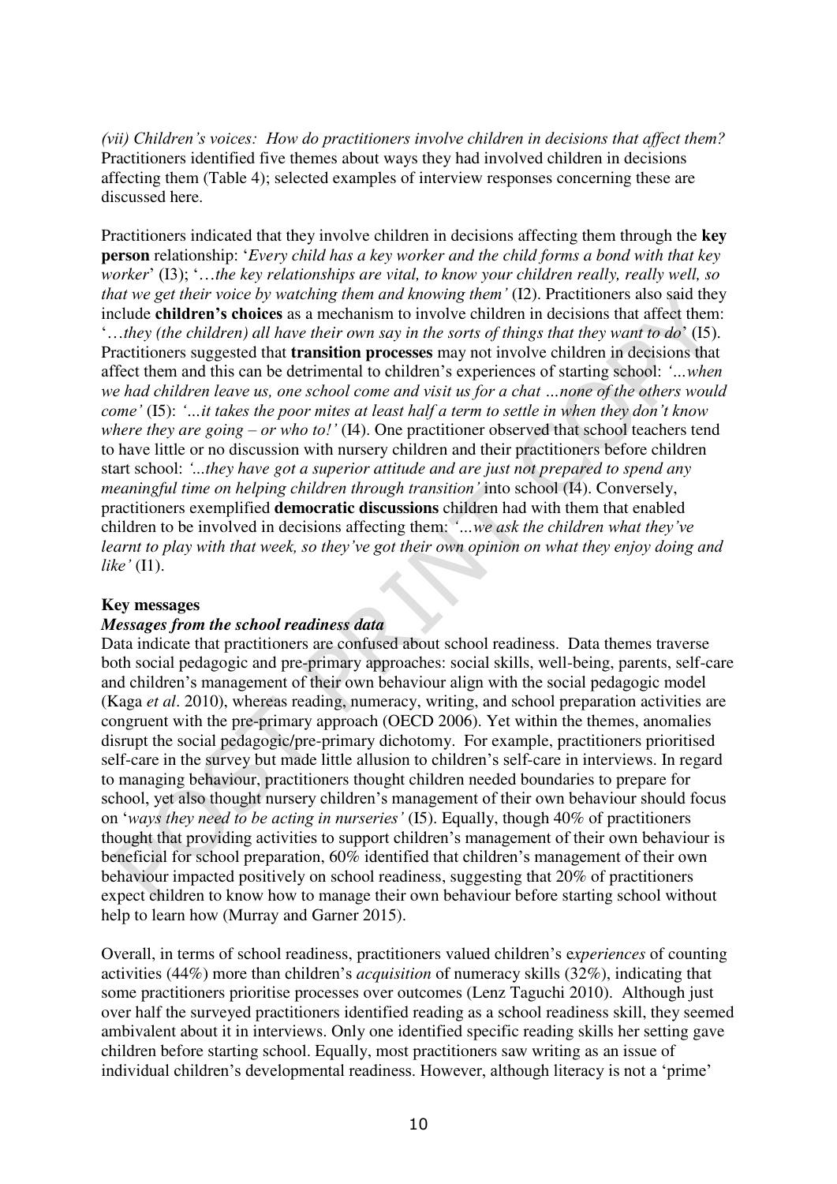*(vii) Children's voices: How do practitioners involve children in decisions that affect them?* Practitioners identified five themes about ways they had involved children in decisions affecting them (Table 4); selected examples of interview responses concerning these are discussed here.

Practitioners indicated that they involve children in decisions affecting them through the **key person** relationship: '*Every child has a key worker and the child forms a bond with that key worker*' (I3); '*…the key relationships are vital, to know your children really, really well, so that we get their voice by watching them and knowing them'* (I2). Practitioners also said they include **children's choices** as a mechanism to involve children in decisions that affect them: '*…they (the children) all have their own say in the sorts of things that they want to do*' (I5). Practitioners suggested that **transition processes** may not involve children in decisions that affect them and this can be detrimental to children's experiences of starting school: *'…when we had children leave us, one school come and visit us for a chat …none of the others would come'* (I5): *'…it takes the poor mites at least half a term to settle in when they don't know where they are going – or who to!'* (I4). One practitioner observed that school teachers tend to have little or no discussion with nursery children and their practitioners before children start school: *'...they have got a superior attitude and are just not prepared to spend any meaningful time on helping children through transition'* into school (I4). Conversely, practitioners exemplified **democratic discussions** children had with them that enabled children to be involved in decisions affecting them: *'…we ask the children what they've learnt to play with that week, so they've got their own opinion on what they enjoy doing and like'* (I1).

**Key messages**

***Messages from the school readiness data***

Data indicate that practitioners are confused about school readiness. Data themes traverse both social pedagogic and pre-primary approaches: social skills, well-being, parents, self-care and children's management of their own behaviour align with the social pedagogic model (Kaga *et al*. 2010), whereas reading, numeracy, writing, and school preparation activities are congruent with the pre-primary approach (OECD 2006). Yet within the themes, anomalies disrupt the social pedagogic/pre-primary dichotomy. For example, practitioners prioritised self-care in the survey but made little allusion to children's self-care in interviews. In regard to managing behaviour, practitioners thought children needed boundaries to prepare for school, yet also thought nursery children's management of their own behaviour should focus on '*ways they need to be acting in nurseries'* (I5). Equally, though 40% of practitioners thought that providing activities to support children's management of their own behaviour is beneficial for school preparation, 60% identified that children's management of their own behaviour impacted positively on school readiness, suggesting that 20% of practitioners expect children to know how to manage their own behaviour before starting school without help to learn how (Murray and Garner 2015).

Overall, in terms of school readiness, practitioners valued children's e*xperiences* of counting activities (44%) more than children's *acquisition* of numeracy skills (32%), indicating that some practitioners prioritise processes over outcomes (Lenz Taguchi 2010). Although just over half the surveyed practitioners identified reading as a school readiness skill, they seemed ambivalent about it in interviews. Only one identified specific reading skills her setting gave children before starting school. Equally, most practitioners saw writing as an issue of individual children's developmental readiness. However, although literacy is not a 'prime'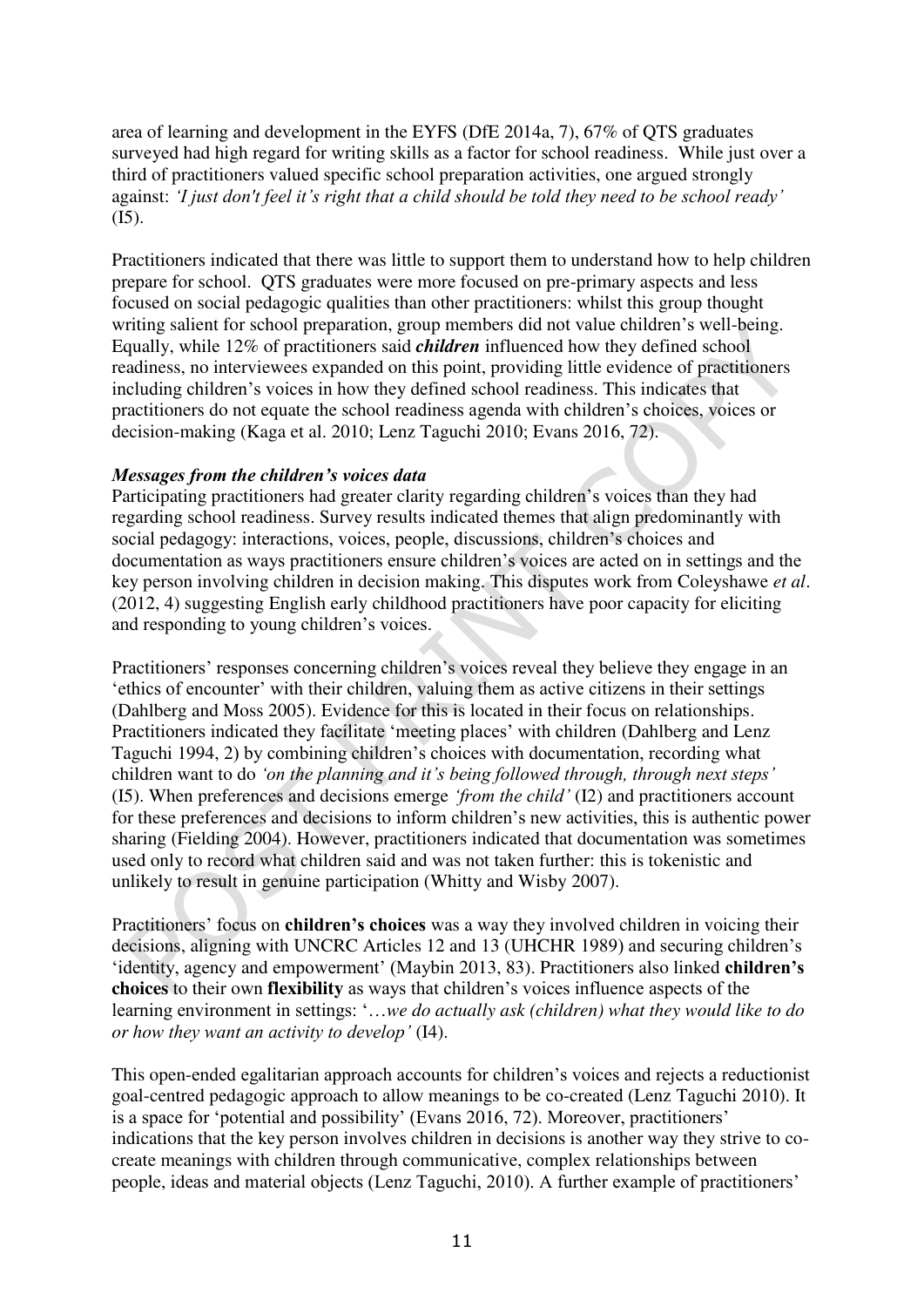area of learning and development in the EYFS (DfE 2014a, 7), 67% of QTS graduates surveyed had high regard for writing skills as a factor for school readiness. While just over a third of practitioners valued specific school preparation activities, one argued strongly against: *'I just don't feel it's right that a child should be told they need to be school ready'* (I5).

Practitioners indicated that there was little to support them to understand how to help children prepare for school. QTS graduates were more focused on pre-primary aspects and less focused on social pedagogic qualities than other practitioners: whilst this group thought writing salient for school preparation, group members did not value children's well-being. Equally, while 12% of practitioners said ***children*** influenced how they defined school readiness, no interviewees expanded on this point, providing little evidence of practitioners including children's voices in how they defined school readiness. This indicates that practitioners do not equate the school readiness agenda with children's choices, voices or decision-making (Kaga et al. 2010; Lenz Taguchi 2010; Evans 2016, 72).

***Messages from the children's voices data***

Participating practitioners had greater clarity regarding children's voices than they had regarding school readiness. Survey results indicated themes that align predominantly with social pedagogy: interactions, voices, people, discussions, children's choices and documentation as ways practitioners ensure children's voices are acted on in settings and the key person involving children in decision making. This disputes work from Coleyshawe *et al*. (2012, 4) suggesting English early childhood practitioners have poor capacity for eliciting and responding to young children's voices.

Practitioners' responses concerning children's voices reveal they believe they engage in an 'ethics of encounter' with their children, valuing them as active citizens in their settings (Dahlberg and Moss 2005). Evidence for this is located in their focus on relationships. Practitioners indicated they facilitate 'meeting places' with children (Dahlberg and Lenz Taguchi 1994, 2) by combining children's choices with documentation, recording what children want to do *'on the planning and it's being followed through, through next steps'* (I5). When preferences and decisions emerge *'from the child'* (I2) and practitioners account for these preferences and decisions to inform children's new activities, this is authentic power sharing (Fielding 2004). However, practitioners indicated that documentation was sometimes used only to record what children said and was not taken further: this is tokenistic and unlikely to result in genuine participation (Whitty and Wisby 2007).

Practitioners' focus on **children's choices** was a way they involved children in voicing their decisions, aligning with UNCRC Articles 12 and 13 (UHCHR 1989) and securing children's 'identity, agency and empowerment' (Maybin 2013, 83). Practitioners also linked **children's choices** to their own **flexibility** as ways that children's voices influence aspects of the learning environment in settings: '*…we do actually ask (children) what they would like to do or how they want an activity to develop'* (I4).

This open-ended egalitarian approach accounts for children's voices and rejects a reductionist goal-centred pedagogic approach to allow meanings to be co-created (Lenz Taguchi 2010). It is a space for 'potential and possibility' (Evans 2016, 72). Moreover, practitioners' indications that the key person involves children in decisions is another way they strive to co-create meanings with children through communicative, complex relationships between people, ideas and material objects (Lenz Taguchi, 2010). A further example of practitioners'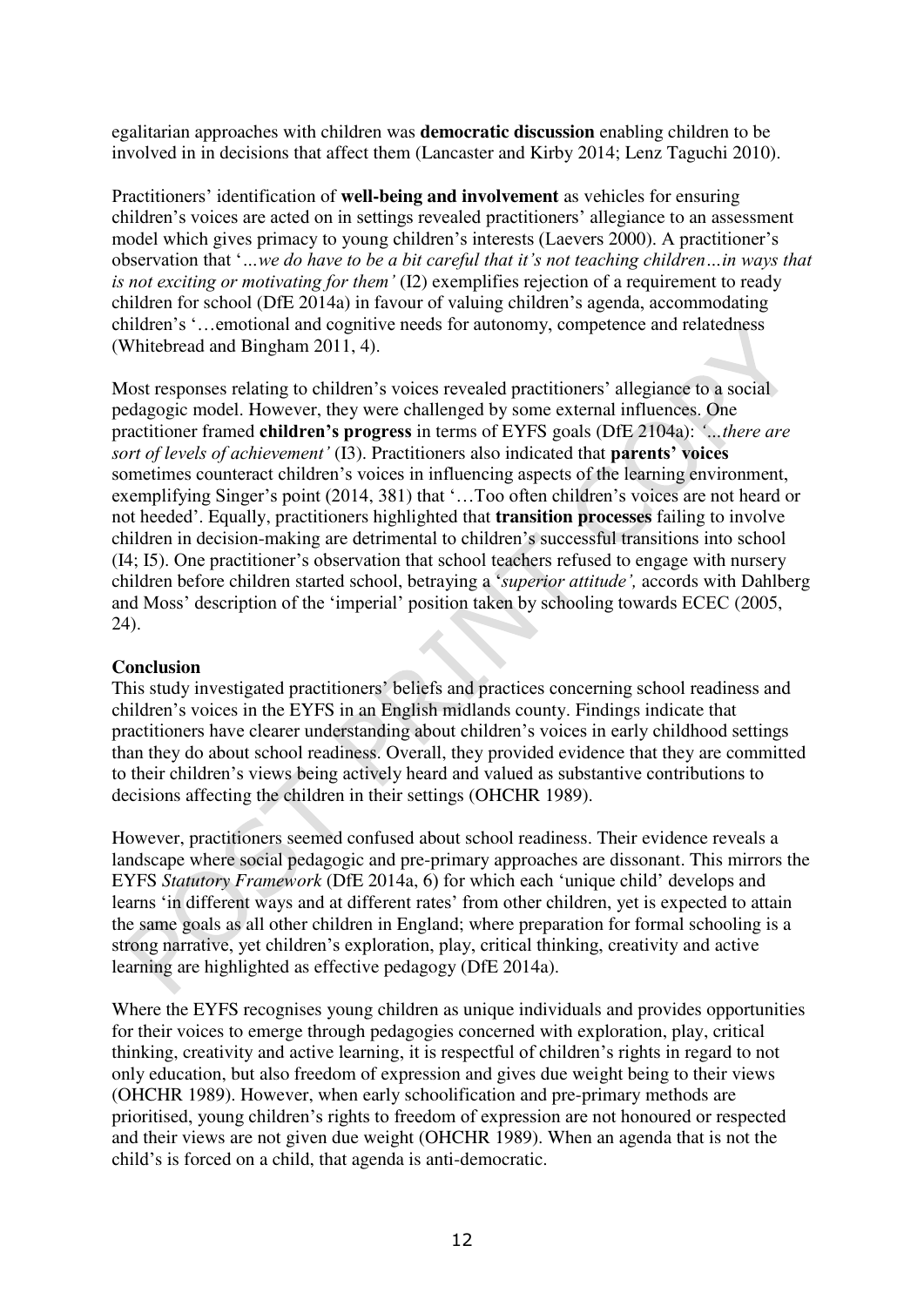egalitarian approaches with children was **democratic discussion** enabling children to be involved in in decisions that affect them (Lancaster and Kirby 2014; Lenz Taguchi 2010).

Practitioners' identification of **well-being and involvement** as vehicles for ensuring children's voices are acted on in settings revealed practitioners' allegiance to an assessment model which gives primacy to young children's interests (Laevers 2000). A practitioner's observation that '*...we do have to be a bit careful that it's not teaching children…in ways that is not exciting or motivating for them'* (I2) exemplifies rejection of a requirement to ready children for school (DfE 2014a) in favour of valuing children's agenda, accommodating children's '…emotional and cognitive needs for autonomy, competence and relatedness (Whitebread and Bingham 2011, 4).

Most responses relating to children's voices revealed practitioners' allegiance to a social pedagogic model. However, they were challenged by some external influences. One practitioner framed **children's progress** in terms of EYFS goals (DfE 2104a): *'...there are sort of levels of achievement'* (I3). Practitioners also indicated that **parents' voices** sometimes counteract children's voices in influencing aspects of the learning environment, exemplifying Singer's point (2014, 381) that '…Too often children's voices are not heard or not heeded'. Equally, practitioners highlighted that **transition processes** failing to involve children in decision-making are detrimental to children's successful transitions into school (I4; I5). One practitioner's observation that school teachers refused to engage with nursery children before children started school, betraying a '*superior attitude',* accords with Dahlberg and Moss' description of the 'imperial' position taken by schooling towards ECEC (2005, 24).

## Conclusion

This study investigated practitioners' beliefs and practices concerning school readiness and children's voices in the EYFS in an English midlands county. Findings indicate that practitioners have clearer understanding about children's voices in early childhood settings than they do about school readiness. Overall, they provided evidence that they are committed to their children's views being actively heard and valued as substantive contributions to decisions affecting the children in their settings (OHCHR 1989).

However, practitioners seemed confused about school readiness. Their evidence reveals a landscape where social pedagogic and pre-primary approaches are dissonant. This mirrors the EYFS *Statutory Framework* (DfE 2014a, 6) for which each 'unique child' develops and learns 'in different ways and at different rates' from other children, yet is expected to attain the same goals as all other children in England; where preparation for formal schooling is a strong narrative, yet children's exploration, play, critical thinking, creativity and active learning are highlighted as effective pedagogy (DfE 2014a).

Where the EYFS recognises young children as unique individuals and provides opportunities for their voices to emerge through pedagogies concerned with exploration, play, critical thinking, creativity and active learning, it is respectful of children's rights in regard to not only education, but also freedom of expression and gives due weight being to their views (OHCHR 1989). However, when early schoolification and pre-primary methods are prioritised, young children's rights to freedom of expression are not honoured or respected and their views are not given due weight (OHCHR 1989). When an agenda that is not the child's is forced on a child, that agenda is anti-democratic.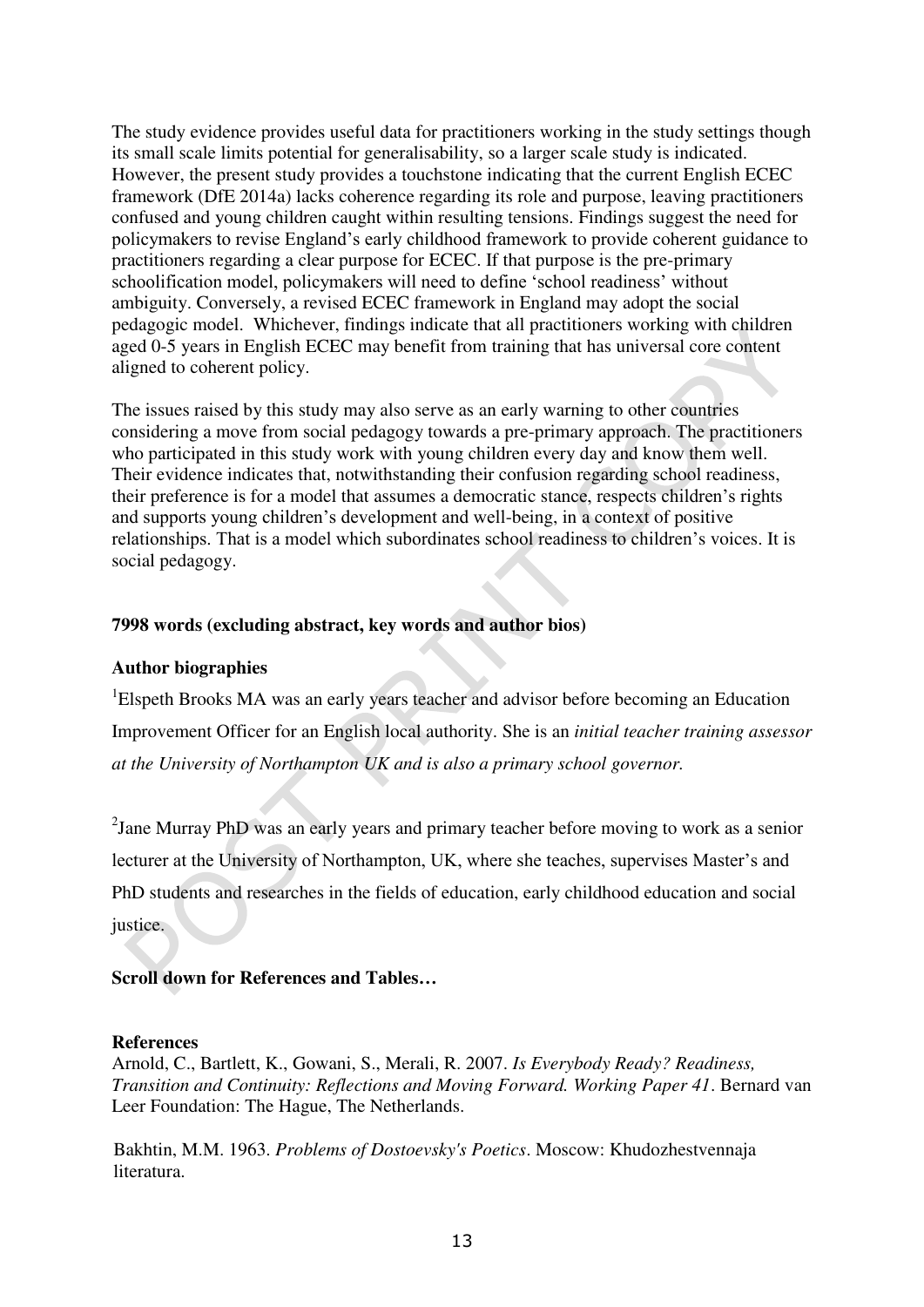The study evidence provides useful data for practitioners working in the study settings though its small scale limits potential for generalisability, so a larger scale study is indicated. However, the present study provides a touchstone indicating that the current English ECEC framework (DfE 2014a) lacks coherence regarding its role and purpose, leaving practitioners confused and young children caught within resulting tensions. Findings suggest the need for policymakers to revise England's early childhood framework to provide coherent guidance to practitioners regarding a clear purpose for ECEC. If that purpose is the pre-primary schoolification model, policymakers will need to define 'school readiness' without ambiguity. Conversely, a revised ECEC framework in England may adopt the social pedagogic model. Whichever, findings indicate that all practitioners working with children aged 0-5 years in English ECEC may benefit from training that has universal core content aligned to coherent policy.

The issues raised by this study may also serve as an early warning to other countries considering a move from social pedagogy towards a pre-primary approach. The practitioners who participated in this study work with young children every day and know them well. Their evidence indicates that, notwithstanding their confusion regarding school readiness, their preference is for a model that assumes a democratic stance, respects children's rights and supports young children's development and well-being, in a context of positive relationships. That is a model which subordinates school readiness to children's voices. It is social pedagogy.

**7998 words (excluding abstract, key words and author bios)**

**Author biographies**

[1]Elspeth Brooks MA was an early years teacher and advisor before becoming an Education Improvement Officer for an English local authority. She is an *initial teacher training assessor at the University of Northampton UK and is also a primary school governor.*

[2]Jane Murray PhD was an early years and primary teacher before moving to work as a senior lecturer at the University of Northampton, UK, where she teaches, supervises Master's and PhD students and researches in the fields of education, early childhood education and social justice.

**Scroll down for References and Tables…**

**References**

Arnold, C., Bartlett, K., Gowani, S., Merali, R. 2007. *Is Everybody Ready? Readiness, Transition and Continuity: Reflections and Moving Forward. Working Paper 41*. Bernard van Leer Foundation: The Hague, The Netherlands.

Bakhtin, M.M. 1963. *Problems of Dostoevsky's Poetics*. Moscow: Khudozhestvennaja literatura.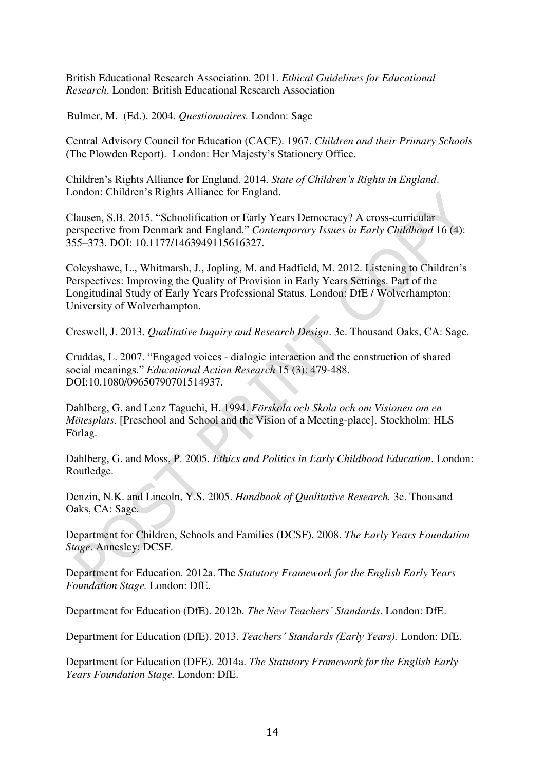British Educational Research Association. 2011. *Ethical Guidelines for Educational Research*. London: British Educational Research Association

Bulmer, M. (Ed.). 2004. *Questionnaires.* London: Sage

Central Advisory Council for Education (CACE). 1967. *Children and their Primary Schools* (The Plowden Report). London: Her Majesty's Stationery Office.

Children's Rights Alliance for England. 2014. *State of Children's Rights in England*. London: Children's Rights Alliance for England.

Clausen, S.B. 2015. "Schoolification or Early Years Democracy? A cross-curricular perspective from Denmark and England." *Contemporary Issues in Early Childhood* 16 (4): 355–373. DOI: 10.1177/1463949115616327.

Coleyshawe, L., Whitmarsh, J., Jopling, M. and Hadfield, M. 2012. Listening to Children's Perspectives: Improving the Quality of Provision in Early Years Settings. Part of the Longitudinal Study of Early Years Professional Status. London: DfE / Wolverhampton: University of Wolverhampton.

Creswell, J. 2013. *Qualitative Inquiry and Research Design*. 3e. Thousand Oaks, CA: Sage.

Cruddas, L. 2007. "Engaged voices - dialogic interaction and the construction of shared social meanings." *Educational Action Research* 15 (3): 479-488. DOI:10.1080/09650790701514937.

Dahlberg, G. and Lenz Taguchi, H. 1994. *Förskola och Skola och om Visionen om en Mötesplats*. [Preschool and School and the Vision of a Meeting-place]. Stockholm: HLS Förlag.

Dahlberg, G. and Moss, P. 2005. *Ethics and Politics in Early Childhood Education*. London: Routledge.

Denzin, N.K. and Lincoln, Y.S. 2005. *Handbook of Qualitative Research.* 3e. Thousand Oaks, CA: Sage.

Department for Children, Schools and Families (DCSF). 2008. *The Early Years Foundation Stage*. Annesley: DCSF.

Department for Education. 2012a. The *Statutory Framework for the English Early Years Foundation Stage.* London: DfE.

Department for Education (DfE). 2012b. *The New Teachers' Standards*. London: DfE.

Department for Education (DfE). 2013. *Teachers' Standards (Early Years).* London: DfE.

Department for Education (DFE). 2014a. *The Statutory Framework for the English Early Years Foundation Stage.* London: DfE.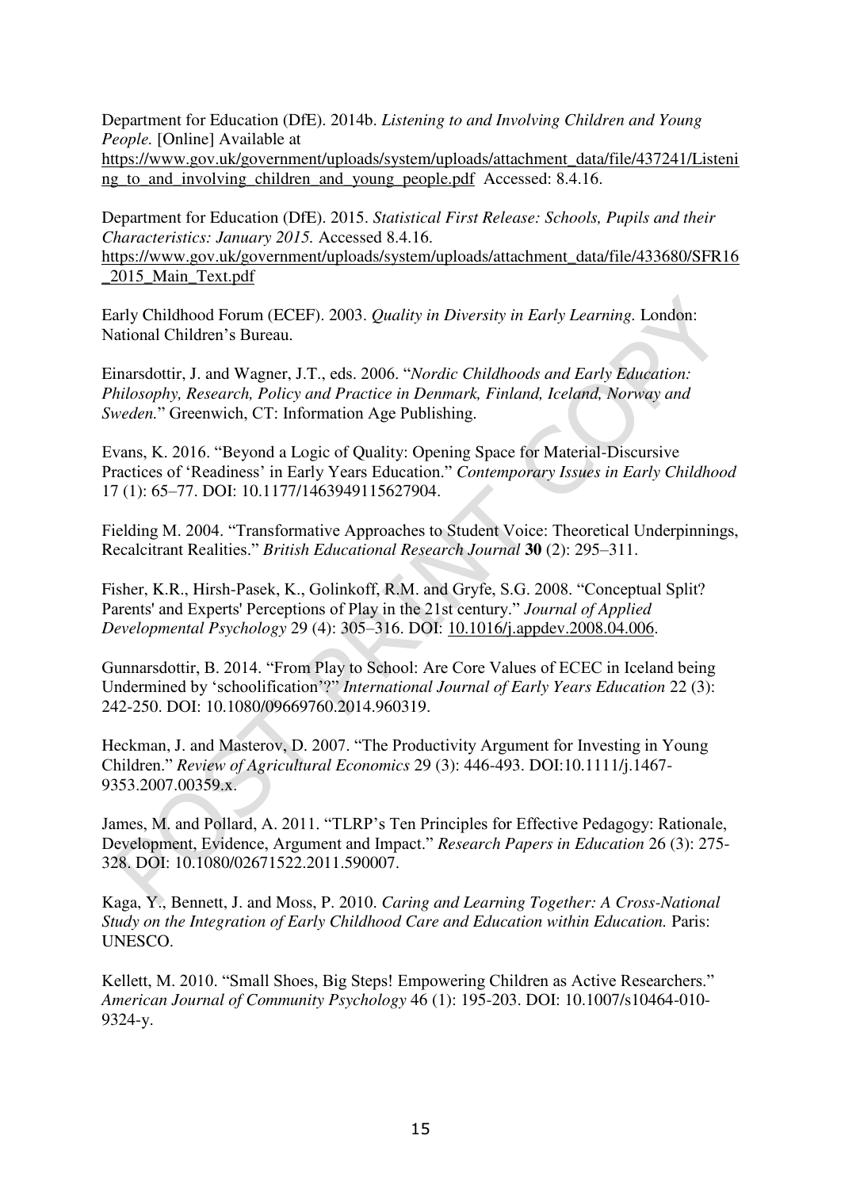Department for Education (DfE). 2014b. *Listening to and Involving Children and Young People.* [Online] Available at https://www.gov.uk/government/uploads/system/uploads/attachment_data/file/437241/Listening_to_and_involving_children_and_young_people.pdf Accessed: 8.4.16.

Department for Education (DfE). 2015. *Statistical First Release: Schools, Pupils and their Characteristics: January 2015.* Accessed 8.4.16. https://www.gov.uk/government/uploads/system/uploads/attachment_data/file/433680/SFR16_2015_Main_Text.pdf

Early Childhood Forum (ECEF). 2003. *Quality in Diversity in Early Learning.* London: National Children's Bureau.

Einarsdottir, J. and Wagner, J.T., eds. 2006. "*Nordic Childhoods and Early Education: Philosophy, Research, Policy and Practice in Denmark, Finland, Iceland, Norway and Sweden.*" Greenwich, CT: Information Age Publishing.

Evans, K. 2016. "Beyond a Logic of Quality: Opening Space for Material-Discursive Practices of 'Readiness' in Early Years Education." *Contemporary Issues in Early Childhood* 17 (1): 65–77. DOI: 10.1177/1463949115627904.

Fielding M. 2004. "Transformative Approaches to Student Voice: Theoretical Underpinnings, Recalcitrant Realities." *British Educational Research Journal* **30** (2): 295–311.

Fisher, K.R., Hirsh-Pasek, K., Golinkoff, R.M. and Gryfe, S.G. 2008. "Conceptual Split? Parents' and Experts' Perceptions of Play in the 21st century." *Journal of Applied Developmental Psychology* 29 (4): 305–316. DOI: 10.1016/j.appdev.2008.04.006.

Gunnarsdottir, B. 2014. "From Play to School: Are Core Values of ECEC in Iceland being Undermined by 'schoolification'?" *International Journal of Early Years Education* 22 (3): 242-250. DOI: 10.1080/09669760.2014.960319.

Heckman, J. and Masterov, D. 2007. "The Productivity Argument for Investing in Young Children." *Review of Agricultural Economics* 29 (3): 446-493. DOI:10.1111/j.1467-9353.2007.00359.x.

James, M. and Pollard, A. 2011. "TLRP's Ten Principles for Effective Pedagogy: Rationale, Development, Evidence, Argument and Impact." *Research Papers in Education* 26 (3): 275-328. DOI: 10.1080/02671522.2011.590007.

Kaga, Y., Bennett, J. and Moss, P. 2010. *Caring and Learning Together: A Cross-National Study on the Integration of Early Childhood Care and Education within Education.* Paris: UNESCO.

Kellett, M. 2010. "Small Shoes, Big Steps! Empowering Children as Active Researchers." *American Journal of Community Psychology* 46 (1): 195-203. DOI: 10.1007/s10464-010-9324-y.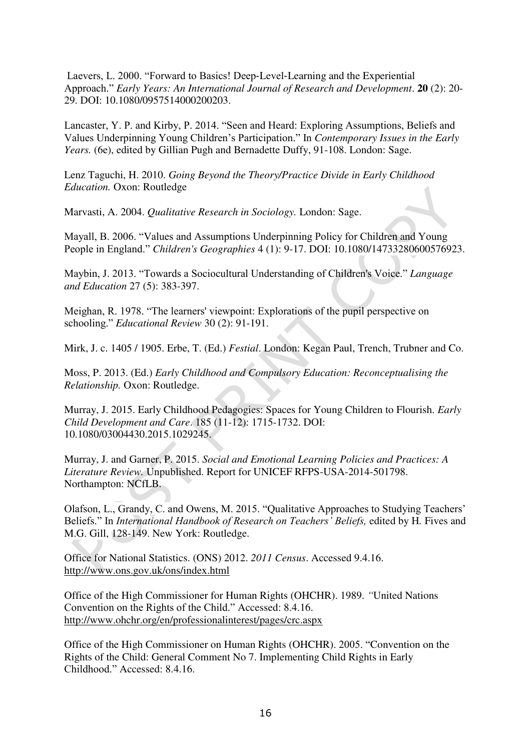Laevers, L. 2000. "Forward to Basics! Deep-Level-Learning and the Experiential Approach." *Early Years: An International Journal of Research and Development*. **20** (2): 20-29. DOI: 10.1080/0957514000200203.

Lancaster, Y. P. and Kirby, P. 2014. "Seen and Heard: Exploring Assumptions, Beliefs and Values Underpinning Young Children's Participation." In *Contemporary Issues in the Early Years.* (6e), edited by Gillian Pugh and Bernadette Duffy, 91-108. London: Sage.

Lenz Taguchi, H. 2010. *Going Beyond the Theory/Practice Divide in Early Childhood Education.* Oxon: Routledge

Marvasti, A. 2004. *Qualitative Research in Sociology.* London: Sage.

Mayall, B. 2006. "Values and Assumptions Underpinning Policy for Children and Young People in England." *Children's Geographies* 4 (1): 9-17. DOI: 10.1080/14733280600576923.

Maybin, J. 2013. "Towards a Sociocultural Understanding of Children's Voice." *Language and Education* 27 (5): 383-397.

Meighan, R. 1978. "The learners' viewpoint: Explorations of the pupil perspective on schooling." *Educational Review* 30 (2): 91-191.

Mirk, J. c. 1405 / 1905. Erbe, T. (Ed.) *Festial*. London: Kegan Paul, Trench, Trubner and Co.

Moss, P. 2013. (Ed.) *Early Childhood and Compulsory Education: Reconceptualising the Relationship.* Oxon: Routledge.

Murray, J. 2015. Early Childhood Pedagogies: Spaces for Young Children to Flourish. *Early Child Development and Care*. 185 (11-12): 1715-1732. DOI: 10.1080/03004430.2015.1029245.

Murray, J. and Garner, P. 2015. *Social and Emotional Learning Policies and Practices: A Literature Review.* Unpublished. Report for UNICEF RFPS-USA-2014-501798. Northampton: NCfLB.

Olafson, L., Grandy, C. and Owens, M. 2015. "Qualitative Approaches to Studying Teachers' Beliefs." In *International Handbook of Research on Teachers' Beliefs,* edited by H. Fives and M.G. Gill, 128-149. New York: Routledge.

Office for National Statistics. (ONS) 2012. *2011 Census*. Accessed 9.4.16. http://www.ons.gov.uk/ons/index.html

Office of the High Commissioner for Human Rights (OHCHR). 1989. *"*United Nations Convention on the Rights of the Child." Accessed: 8.4.16. http://www.ohchr.org/en/professionalinterest/pages/crc.aspx

Office of the High Commissioner on Human Rights (OHCHR). 2005. "Convention on the Rights of the Child: General Comment No 7. Implementing Child Rights in Early Childhood." Accessed: 8.4.16.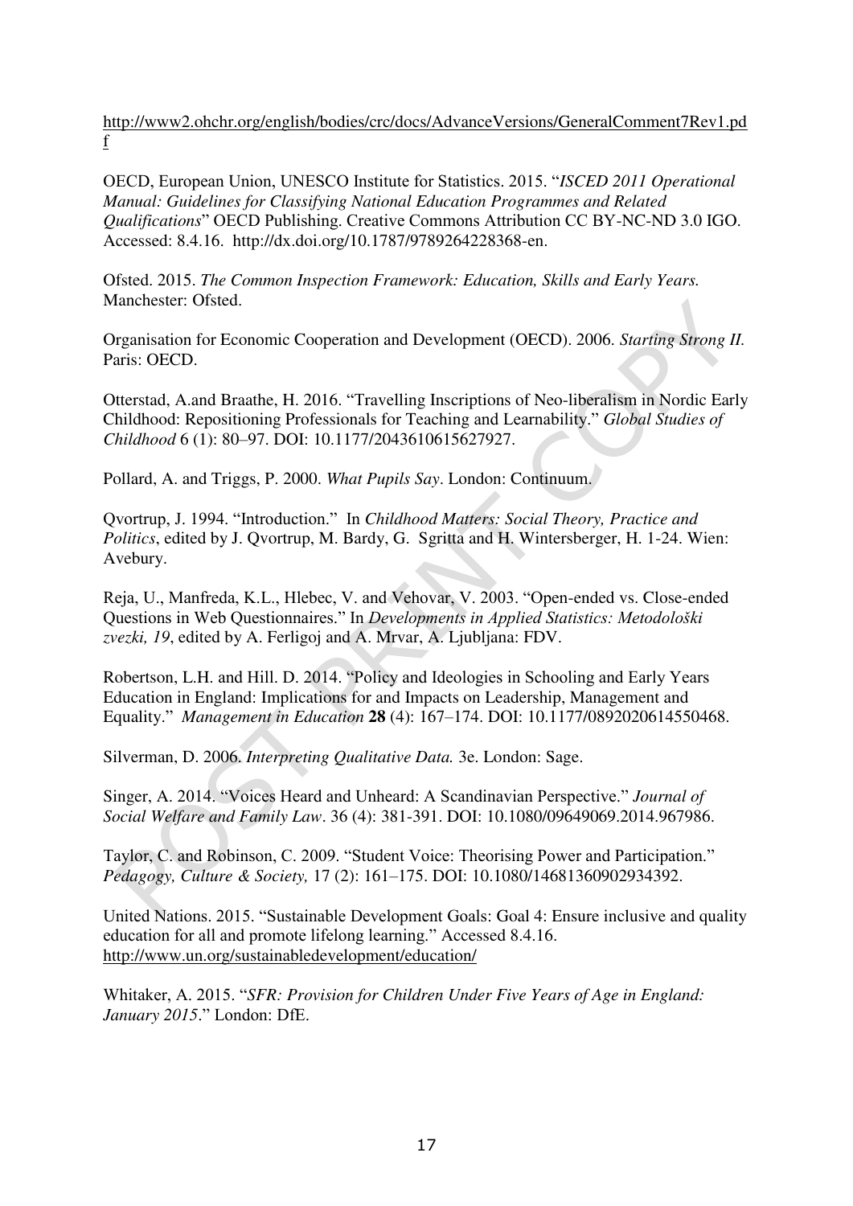http://www2.ohchr.org/english/bodies/crc/docs/AdvanceVersions/GeneralComment7Rev1.pdf

OECD, European Union, UNESCO Institute for Statistics. 2015. "*ISCED 2011 Operational Manual: Guidelines for Classifying National Education Programmes and Related Qualifications*" OECD Publishing. Creative Commons Attribution CC BY-NC-ND 3.0 IGO. Accessed: 8.4.16. http://dx.doi.org/10.1787/9789264228368-en.

Ofsted. 2015. *The Common Inspection Framework: Education, Skills and Early Years.* Manchester: Ofsted.

Organisation for Economic Cooperation and Development (OECD). 2006. *Starting Strong II.* Paris: OECD.

Otterstad, A.and Braathe, H. 2016. "Travelling Inscriptions of Neo-liberalism in Nordic Early Childhood: Repositioning Professionals for Teaching and Learnability." *Global Studies of Childhood* 6 (1): 80–97. DOI: 10.1177/2043610615627927.

Pollard, A. and Triggs, P. 2000. *What Pupils Say*. London: Continuum.

Qvortrup, J. 1994. "Introduction." In *Childhood Matters: Social Theory, Practice and Politics*, edited by J. Qvortrup, M. Bardy, G. Sgritta and H. Wintersberger, H. 1-24. Wien: Avebury.

Reja, U., Manfreda, K.L., Hlebec, V. and Vehovar, V. 2003. "Open-ended vs. Close-ended Questions in Web Questionnaires." In *Developments in Applied Statistics: Metodološki zvezki, 19*, edited by A. Ferligoj and A. Mrvar, A. Ljubljana: FDV.

Robertson, L.H. and Hill. D. 2014. "Policy and Ideologies in Schooling and Early Years Education in England: Implications for and Impacts on Leadership, Management and Equality." *Management in Education* **28** (4): 167–174. DOI: 10.1177/0892020614550468.

Silverman, D. 2006. *Interpreting Qualitative Data.* 3e. London: Sage.

Singer, A. 2014. "Voices Heard and Unheard: A Scandinavian Perspective." *Journal of Social Welfare and Family Law*. 36 (4): 381-391. DOI: 10.1080/09649069.2014.967986.

Taylor, C. and Robinson, C. 2009. "Student Voice: Theorising Power and Participation." *Pedagogy, Culture & Society,* 17 (2): 161–175. DOI: 10.1080/14681360902934392.

United Nations. 2015. "Sustainable Development Goals: Goal 4: Ensure inclusive and quality education for all and promote lifelong learning." Accessed 8.4.16. http://www.un.org/sustainabledevelopment/education/

Whitaker, A. 2015. "*SFR: Provision for Children Under Five Years of Age in England: January 2015*." London: DfE.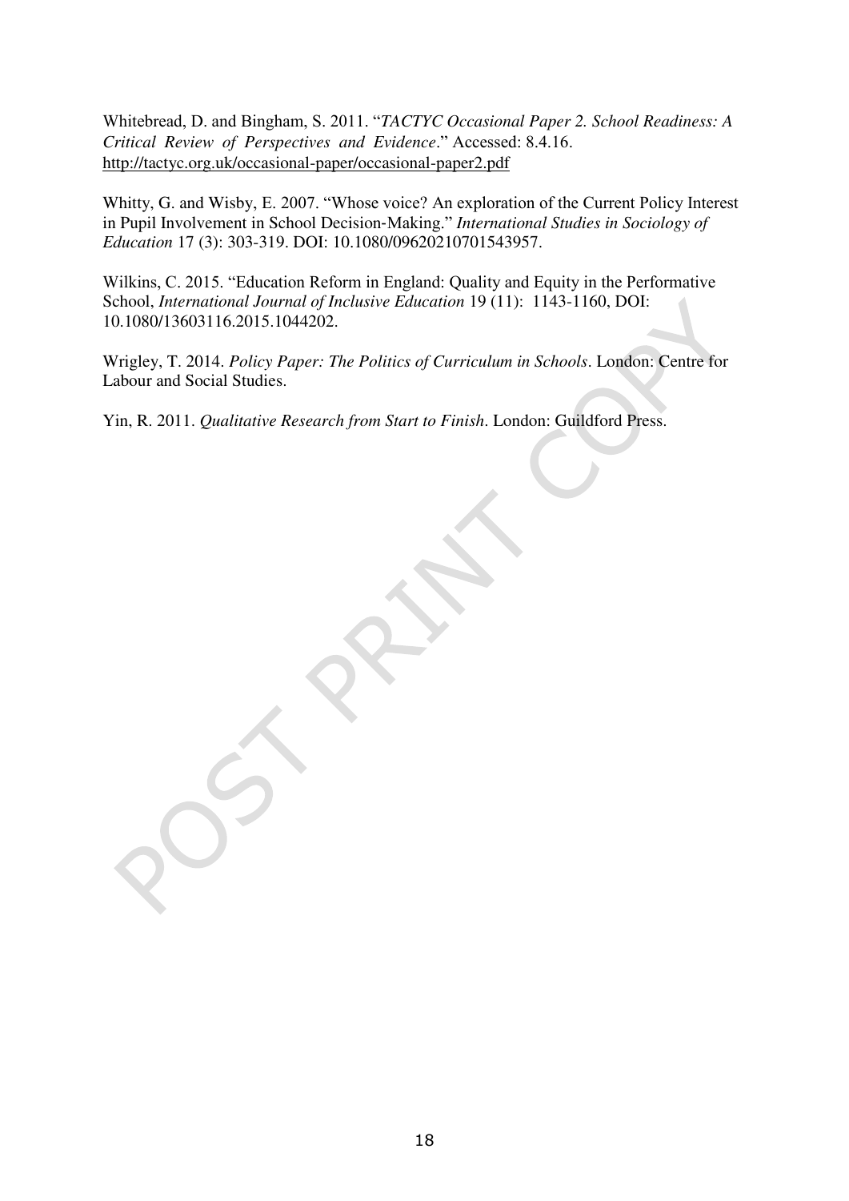Whitebread, D. and Bingham, S. 2011. "*TACTYC Occasional Paper 2. School Readiness: A Critical Review of Perspectives and Evidence*." Accessed: 8.4.16. http://tactyc.org.uk/occasional-paper/occasional-paper2.pdf

Whitty, G. and Wisby, E. 2007. "Whose voice? An exploration of the Current Policy Interest in Pupil Involvement in School Decision‐Making." *International Studies in Sociology of Education* 17 (3): 303-319. DOI: 10.1080/09620210701543957.

Wilkins, C. 2015. "Education Reform in England: Quality and Equity in the Performative School, *International Journal of Inclusive Education* 19 (11): 1143-1160, DOI: 10.1080/13603116.2015.1044202.

Wrigley, T. 2014. *Policy Paper: The Politics of Curriculum in Schools*. London: Centre for Labour and Social Studies.

Yin, R. 2011. *Qualitative Research from Start to Finish*. London: Guildford Press.